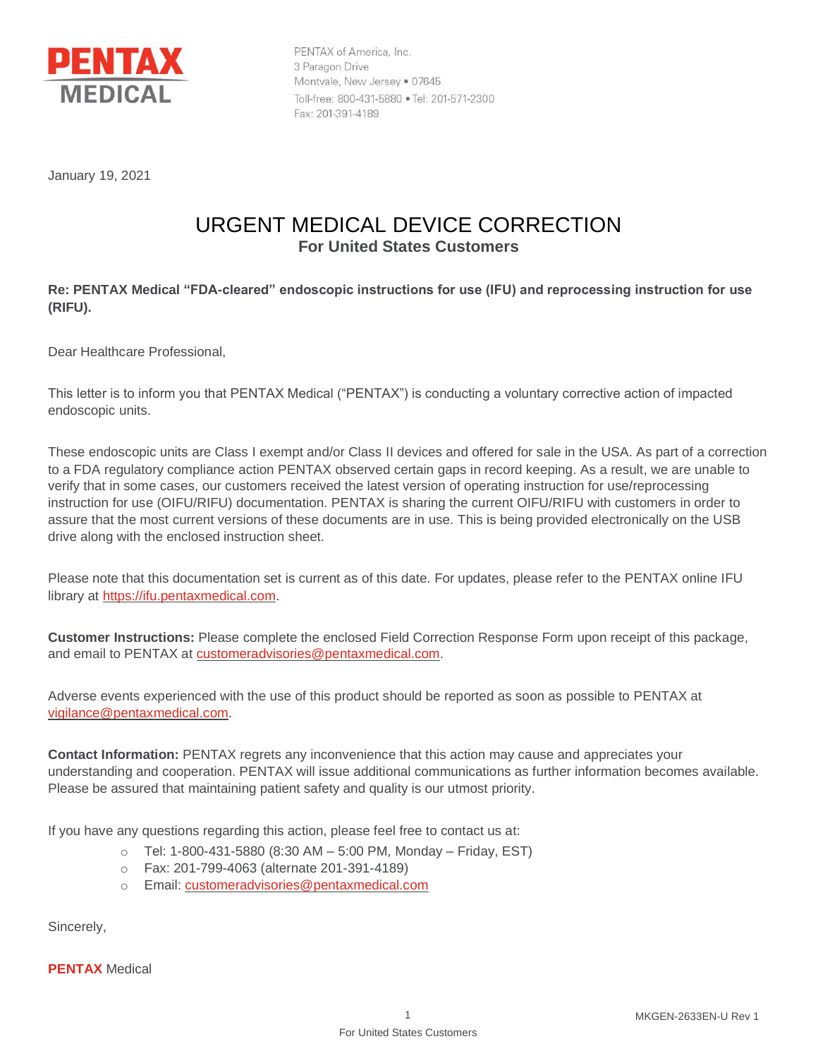**PENTAX MEDICAL**

PENTAX of America, Inc.
3 Paragon Drive
Montvale, New Jersey • 07645
Toll-free: 800-431-5880 • Tel: 201-571-2300
Fax: 201-391-4189

January 19, 2021

# URGENT MEDICAL DEVICE CORRECTION

## For United States Customers

**Re: PENTAX Medical "FDA-cleared" endoscopic instructions for use (IFU) and reprocessing instruction for use (RIFU).**

Dear Healthcare Professional,

This letter is to inform you that PENTAX Medical ("PENTAX") is conducting a voluntary corrective action of impacted endoscopic units.

These endoscopic units are Class I exempt and/or Class II devices and offered for sale in the USA. As part of a correction to a FDA regulatory compliance action PENTAX observed certain gaps in record keeping. As a result, we are unable to verify that in some cases, our customers received the latest version of operating instruction for use/reprocessing instruction for use (OIFU/RIFU) documentation. PENTAX is sharing the current OIFU/RIFU with customers in order to assure that the most current versions of these documents are in use. This is being provided electronically on the USB drive along with the enclosed instruction sheet.

Please note that this documentation set is current as of this date. For updates, please refer to the PENTAX online IFU library at https://ifu.pentaxmedical.com.

**Customer Instructions:** Please complete the enclosed Field Correction Response Form upon receipt of this package, and email to PENTAX at customeradvisories@pentaxmedical.com.

Adverse events experienced with the use of this product should be reported as soon as possible to PENTAX at vigilance@pentaxmedical.com.

**Contact Information:** PENTAX regrets any inconvenience that this action may cause and appreciates your understanding and cooperation. PENTAX will issue additional communications as further information becomes available. Please be assured that maintaining patient safety and quality is our utmost priority.

If you have any questions regarding this action, please feel free to contact us at:

- Tel: 1-800-431-5880 (8:30 AM – 5:00 PM, Monday – Friday, EST)
- Fax: 201-799-4063 (alternate 201-391-4189)
- Email: customeradvisories@pentaxmedical.com

Sincerely,

**PENTAX** Medical

MKGEN-2633EN-U Rev 1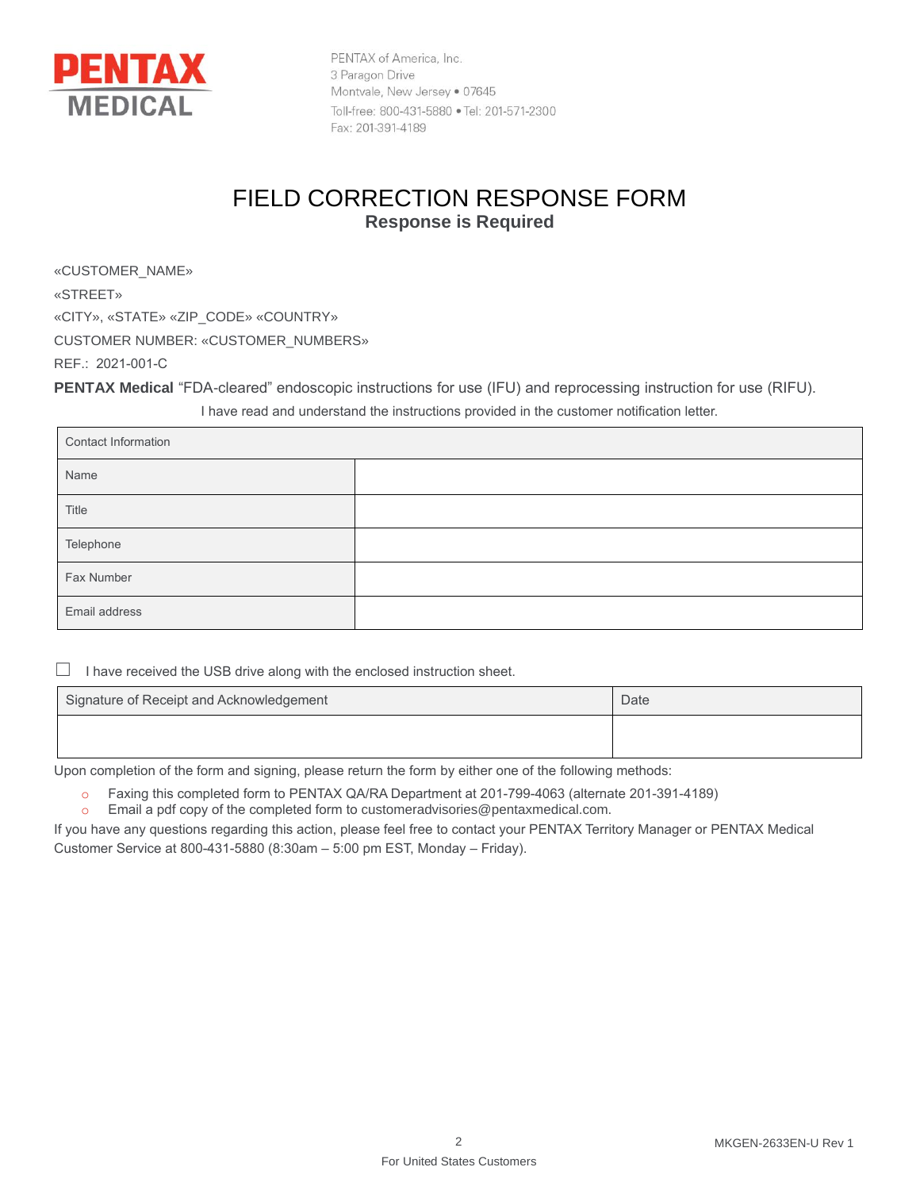**PENTAX MEDICAL**

PENTAX of America, Inc.
3 Paragon Drive
Montvale, New Jersey • 07645
Toll-free: 800-431-5880 • Tel: 201-571-2300
Fax: 201-391-4189

# FIELD CORRECTION RESPONSE FORM

## Response is Required

«CUSTOMER_NAME»

«STREET»

«CITY», «STATE» «ZIP_CODE» «COUNTRY»

CUSTOMER NUMBER: «CUSTOMER_NUMBERS»

REF.: 2021-001-C

**PENTAX Medical** "FDA-cleared" endoscopic instructions for use (IFU) and reprocessing instruction for use (RIFU).

I have read and understand the instructions provided in the customer notification letter.

| Contact Information | |
|---|---|
| Name | |
| Title | |
| Telephone | |
| Fax Number | |
| Email address | |

☐ I have received the USB drive along with the enclosed instruction sheet.

| Signature of Receipt and Acknowledgement | Date |
|---|---|
| | |

Upon completion of the form and signing, please return the form by either one of the following methods:

- Faxing this completed form to PENTAX QA/RA Department at 201-799-4063 (alternate 201-391-4189)
- Email a pdf copy of the completed form to customeradvisories@pentaxmedical.com.

If you have any questions regarding this action, please feel free to contact your PENTAX Territory Manager or PENTAX Medical Customer Service at 800-431-5880 (8:30am – 5:00 pm EST, Monday – Friday).

MKGEN-2633EN-U Rev 1

For United States Customers